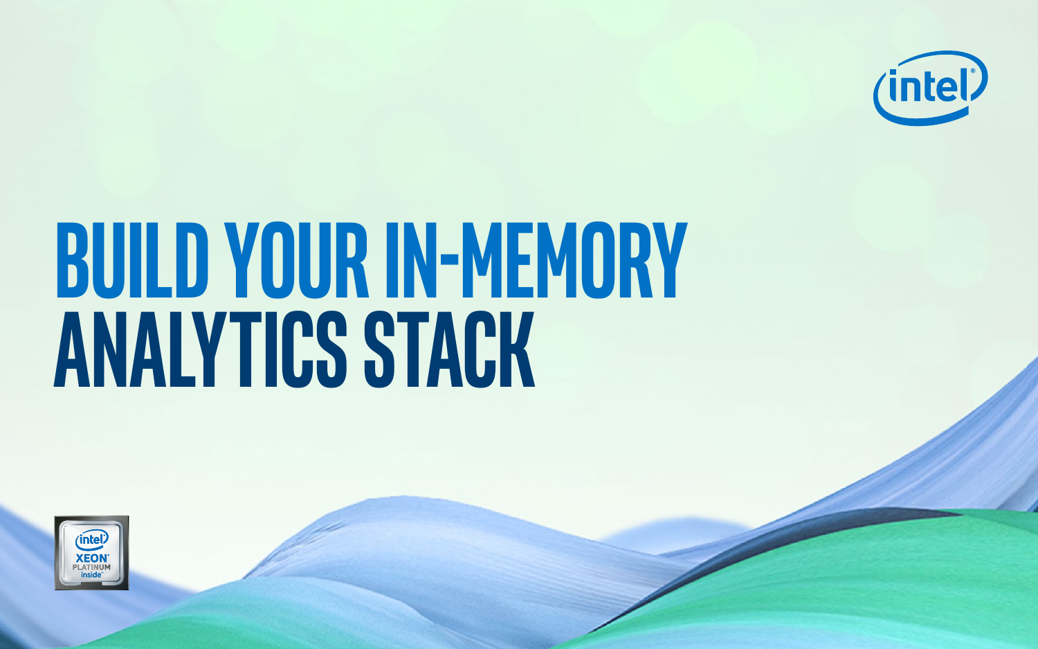# BUILD YOUR IN-MEMORY ANALYTICS STACK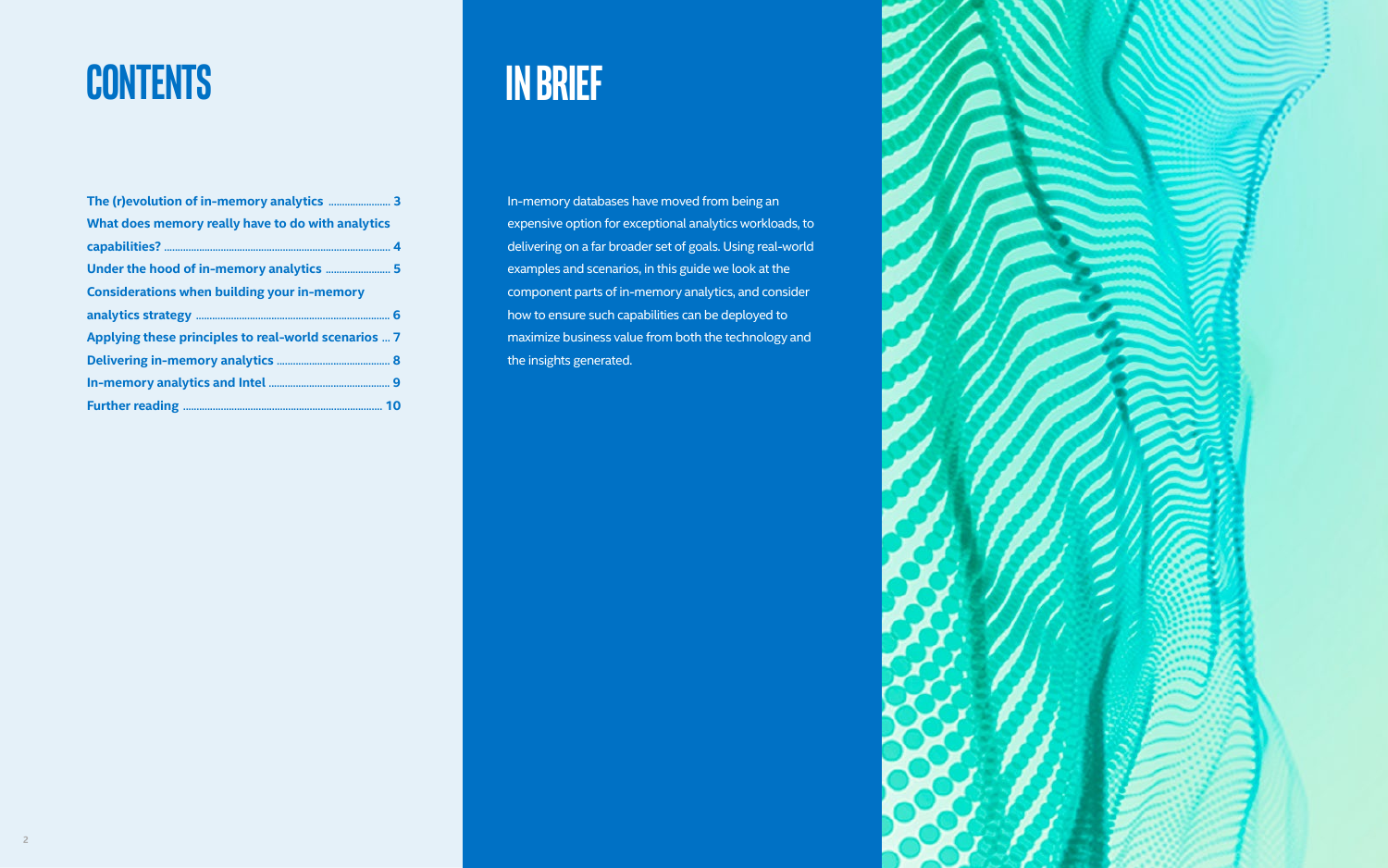# CONTENTS

- The (r)evolution of in-memory analytics ... 3
- What does memory really have to do with analytics capabilities? ... 4
- Under the hood of in-memory analytics ... 5
- Considerations when building your in-memory analytics strategy ... 6
- Applying these principles to real-world scenarios ... 7
- Delivering in-memory analytics ... 8
- In-memory analytics and Intel ... 9
- Further reading ... 10

# IN BRIEF

In-memory databases have moved from being an expensive option for exceptional analytics workloads, to delivering on a far broader set of goals. Using real-world examples and scenarios, in this guide we look at the component parts of in-memory analytics, and consider how to ensure such capabilities can be deployed to maximize business value from both the technology and the insights generated.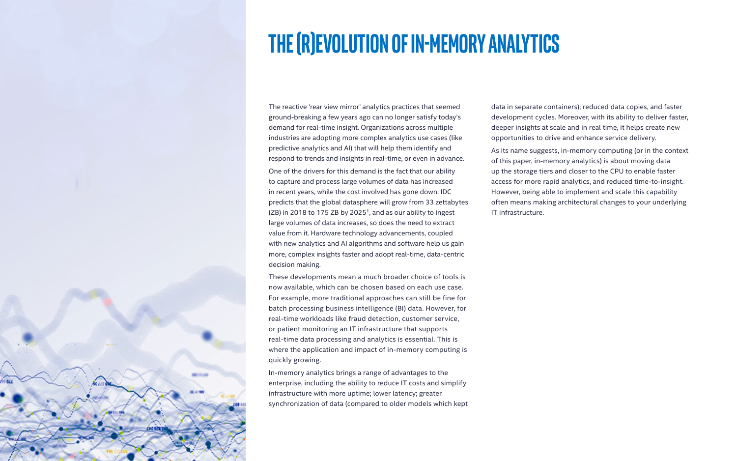# THE (R)EVOLUTION OF IN-MEMORY ANALYTICS

The reactive 'rear view mirror' analytics practices that seemed ground-breaking a few years ago can no longer satisfy today's demand for real-time insight. Organizations across multiple industries are adopting more complex analytics use cases (like predictive analytics and AI) that will help them identify and respond to trends and insights in real-time, or even in advance.

One of the drivers for this demand is the fact that our ability to capture and process large volumes of data has increased in recent years, while the cost involved has gone down. IDC predicts that the global datasphere will grow from 33 zettabytes (ZB) in 2018 to 175 ZB by 2025[1], and as our ability to ingest large volumes of data increases, so does the need to extract value from it. Hardware technology advancements, coupled with new analytics and AI algorithms and software help us gain more, complex insights faster and adopt real-time, data-centric decision making.

These developments mean a much broader choice of tools is now available, which can be chosen based on each use case. For example, more traditional approaches can still be fine for batch processing business intelligence (BI) data. However, for real-time workloads like fraud detection, customer service, or patient monitoring an IT infrastructure that supports real-time data processing and analytics is essential. This is where the application and impact of in-memory computing is quickly growing.

In-memory analytics brings a range of advantages to the enterprise, including the ability to reduce IT costs and simplify infrastructure with more uptime; lower latency; greater synchronization of data (compared to older models which kept data in separate containers); reduced data copies, and faster development cycles. Moreover, with its ability to deliver faster, deeper insights at scale and in real time, it helps create new opportunities to drive and enhance service delivery.

As its name suggests, in-memory computing (or in the context of this paper, in-memory analytics) is about moving data up the storage tiers and closer to the CPU to enable faster access for more rapid analytics, and reduced time-to-insight. However, being able to implement and scale this capability often means making architectural changes to your underlying IT infrastructure.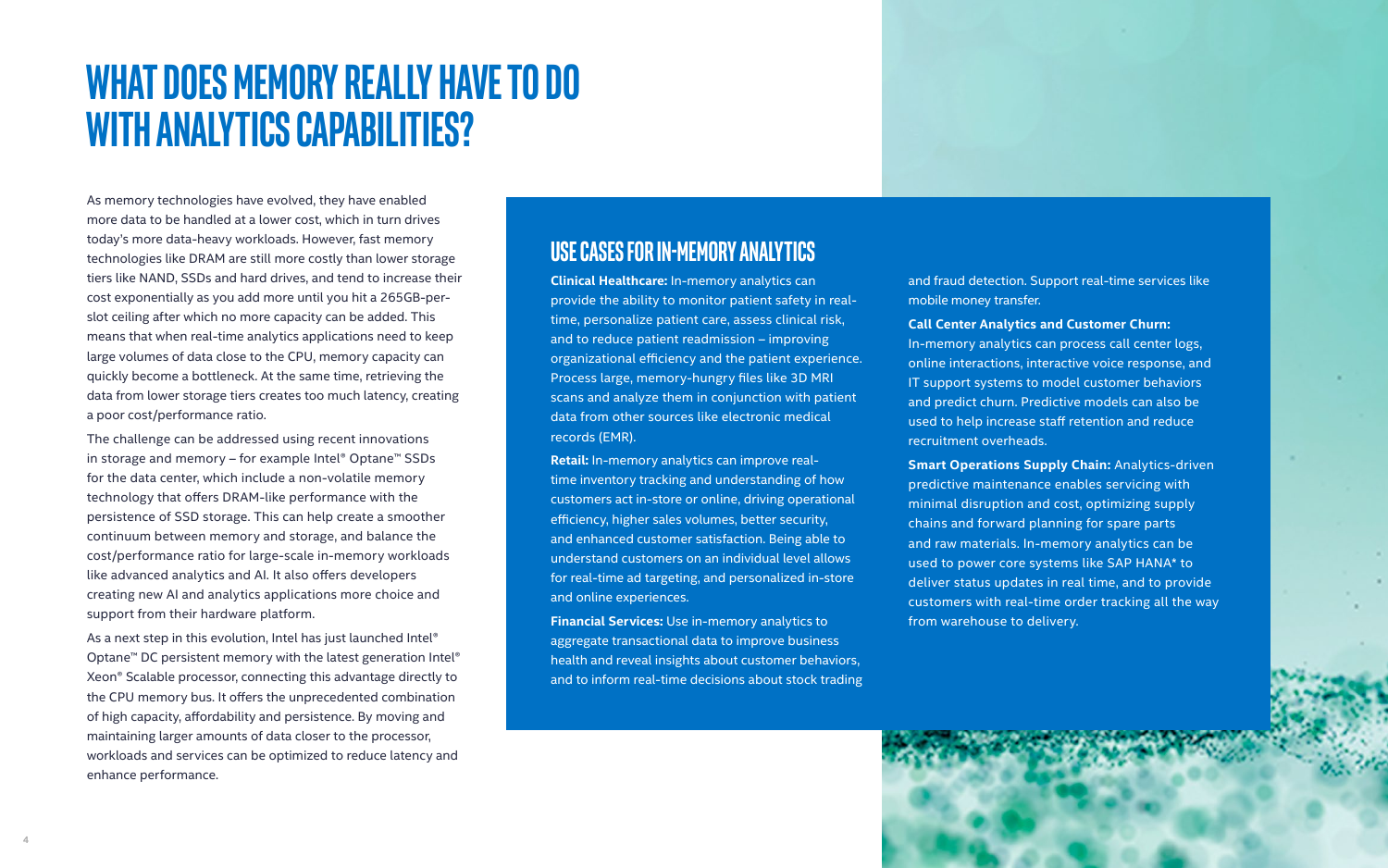# WHAT DOES MEMORY REALLY HAVE TO DO WITH ANALYTICS CAPABILITIES?

As memory technologies have evolved, they have enabled more data to be handled at a lower cost, which in turn drives today's more data-heavy workloads. However, fast memory technologies like DRAM are still more costly than lower storage tiers like NAND, SSDs and hard drives, and tend to increase their cost exponentially as you add more until you hit a 265GB-per-slot ceiling after which no more capacity can be added. This means that when real-time analytics applications need to keep large volumes of data close to the CPU, memory capacity can quickly become a bottleneck. At the same time, retrieving the data from lower storage tiers creates too much latency, creating a poor cost/performance ratio.

The challenge can be addressed using recent innovations in storage and memory – for example Intel® Optane™ SSDs for the data center, which include a non-volatile memory technology that offers DRAM-like performance with the persistence of SSD storage. This can help create a smoother continuum between memory and storage, and balance the cost/performance ratio for large-scale in-memory workloads like advanced analytics and AI. It also offers developers creating new AI and analytics applications more choice and support from their hardware platform.

As a next step in this evolution, Intel has just launched Intel® Optane™ DC persistent memory with the latest generation Intel® Xeon® Scalable processor, connecting this advantage directly to the CPU memory bus. It offers the unprecedented combination of high capacity, affordability and persistence. By moving and maintaining larger amounts of data closer to the processor, workloads and services can be optimized to reduce latency and enhance performance.

## USE CASES FOR IN-MEMORY ANALYTICS

**Clinical Healthcare:** In-memory analytics can provide the ability to monitor patient safety in real-time, personalize patient care, assess clinical risk, and to reduce patient readmission – improving organizational efficiency and the patient experience. Process large, memory-hungry files like 3D MRI scans and analyze them in conjunction with patient data from other sources like electronic medical records (EMR).

**Retail:** In-memory analytics can improve real-time inventory tracking and understanding of how customers act in-store or online, driving operational efficiency, higher sales volumes, better security, and enhanced customer satisfaction. Being able to understand customers on an individual level allows for real-time ad targeting, and personalized in-store and online experiences.

**Financial Services:** Use in-memory analytics to aggregate transactional data to improve business health and reveal insights about customer behaviors, and to inform real-time decisions about stock trading and fraud detection. Support real-time services like mobile money transfer.

**Call Center Analytics and Customer Churn:** In-memory analytics can process call center logs, online interactions, interactive voice response, and IT support systems to model customer behaviors and predict churn. Predictive models can also be used to help increase staff retention and reduce recruitment overheads.

**Smart Operations Supply Chain:** Analytics-driven predictive maintenance enables servicing with minimal disruption and cost, optimizing supply chains and forward planning for spare parts and raw materials. In-memory analytics can be used to power core systems like SAP HANA* to deliver status updates in real time, and to provide customers with real-time order tracking all the way from warehouse to delivery.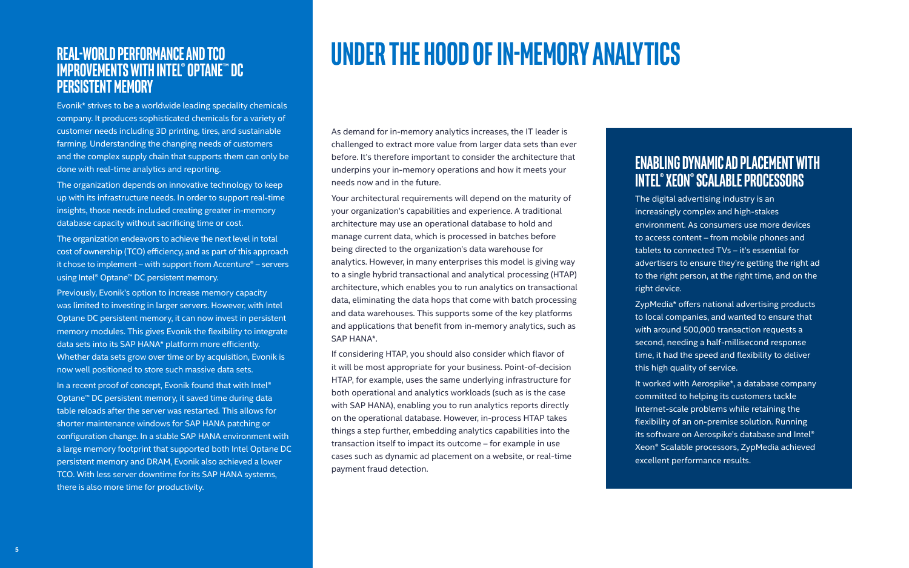## REAL-WORLD PERFORMANCE AND TCO IMPROVEMENTS WITH INTEL® OPTANE™ DC PERSISTENT MEMORY

Evonik* strives to be a worldwide leading speciality chemicals company. It produces sophisticated chemicals for a variety of customer needs including 3D printing, tires, and sustainable farming. Understanding the changing needs of customers and the complex supply chain that supports them can only be done with real-time analytics and reporting.

The organization depends on innovative technology to keep up with its infrastructure needs. In order to support real-time insights, those needs included creating greater in-memory database capacity without sacrificing time or cost.

The organization endeavors to achieve the next level in total cost of ownership (TCO) efficiency, and as part of this approach it chose to implement – with support from Accenture® – servers using Intel® Optane™ DC persistent memory.

Previously, Evonik's option to increase memory capacity was limited to investing in larger servers. However, with Intel Optane DC persistent memory, it can now invest in persistent memory modules. This gives Evonik the flexibility to integrate data sets into its SAP HANA* platform more efficiently. Whether data sets grow over time or by acquisition, Evonik is now well positioned to store such massive data sets.

In a recent proof of concept, Evonik found that with Intel® Optane™ DC persistent memory, it saved time during data table reloads after the server was restarted. This allows for shorter maintenance windows for SAP HANA patching or configuration change. In a stable SAP HANA environment with a large memory footprint that supported both Intel Optane DC persistent memory and DRAM, Evonik also achieved a lower TCO. With less server downtime for its SAP HANA systems, there is also more time for productivity.

# UNDER THE HOOD OF IN-MEMORY ANALYTICS

As demand for in-memory analytics increases, the IT leader is challenged to extract more value from larger data sets than ever before. It's therefore important to consider the architecture that underpins your in-memory operations and how it meets your needs now and in the future.

Your architectural requirements will depend on the maturity of your organization's capabilities and experience. A traditional architecture may use an operational database to hold and manage current data, which is processed in batches before being directed to the organization's data warehouse for analytics. However, in many enterprises this model is giving way to a single hybrid transactional and analytical processing (HTAP) architecture, which enables you to run analytics on transactional data, eliminating the data hops that come with batch processing and data warehouses. This supports some of the key platforms and applications that benefit from in-memory analytics, such as SAP HANA*.

If considering HTAP, you should also consider which flavor of it will be most appropriate for your business. Point-of-decision HTAP, for example, uses the same underlying infrastructure for both operational and analytics workloads (such as is the case with SAP HANA), enabling you to run analytics reports directly on the operational database. However, in-process HTAP takes things a step further, embedding analytics capabilities into the transaction itself to impact its outcome – for example in use cases such as dynamic ad placement on a website, or real-time payment fraud detection.

## ENABLING DYNAMIC AD PLACEMENT WITH INTEL® XEON® SCALABLE PROCESSORS

The digital advertising industry is an increasingly complex and high-stakes environment. As consumers use more devices to access content – from mobile phones and tablets to connected TVs – it's essential for advertisers to ensure they're getting the right ad to the right person, at the right time, and on the right device.

ZypMedia* offers national advertising products to local companies, and wanted to ensure that with around 500,000 transaction requests a second, needing a half-millisecond response time, it had the speed and flexibility to deliver this high quality of service.

It worked with Aerospike*, a database company committed to helping its customers tackle Internet-scale problems while retaining the flexibility of an on-premise solution. Running its software on Aerospike's database and Intel® Xeon® Scalable processors, ZypMedia achieved excellent performance results.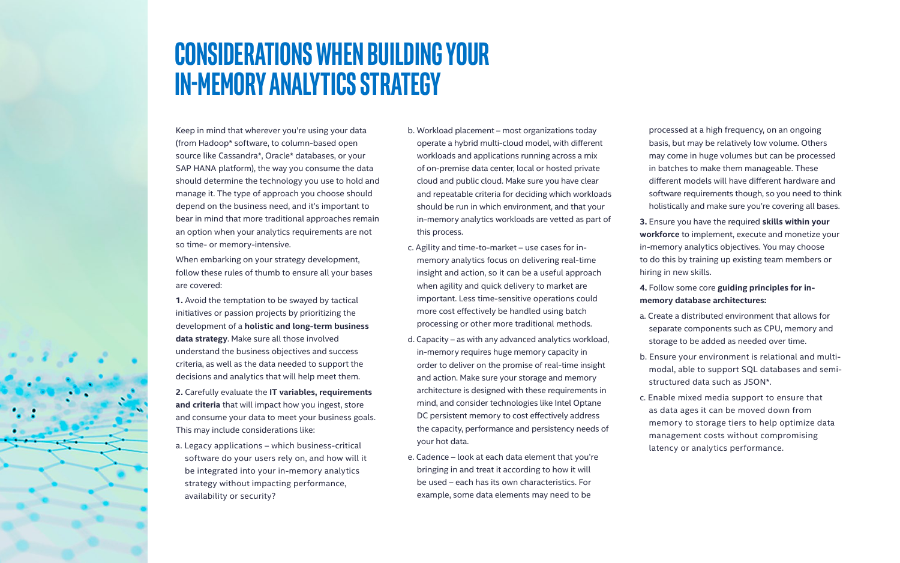# CONSIDERATIONS WHEN BUILDING YOUR IN-MEMORY ANALYTICS STRATEGY

Keep in mind that wherever you're using your data (from Hadoop* software, to column-based open source like Cassandra*, Oracle* databases, or your SAP HANA platform), the way you consume the data should determine the technology you use to hold and manage it. The type of approach you choose should depend on the business need, and it's important to bear in mind that more traditional approaches remain an option when your analytics requirements are not so time- or memory-intensive.

When embarking on your strategy development, follow these rules of thumb to ensure all your bases are covered:

**1.** Avoid the temptation to be swayed by tactical initiatives or passion projects by prioritizing the development of a **holistic and long-term business data strategy**. Make sure all those involved understand the business objectives and success criteria, as well as the data needed to support the decisions and analytics that will help meet them.

**2.** Carefully evaluate the **IT variables, requirements and criteria** that will impact how you ingest, store and consume your data to meet your business goals. This may include considerations like:

a. Legacy applications – which business-critical software do your users rely on, and how will it be integrated into your in-memory analytics strategy without impacting performance, availability or security?

b. Workload placement – most organizations today operate a hybrid multi-cloud model, with different workloads and applications running across a mix of on-premise data center, local or hosted private cloud and public cloud. Make sure you have clear and repeatable criteria for deciding which workloads should be run in which environment, and that your in-memory analytics workloads are vetted as part of this process.

c. Agility and time-to-market – use cases for in-memory analytics focus on delivering real-time insight and action, so it can be a useful approach when agility and quick delivery to market are important. Less time-sensitive operations could more cost effectively be handled using batch processing or other more traditional methods.

d. Capacity – as with any advanced analytics workload, in-memory requires huge memory capacity in order to deliver on the promise of real-time insight and action. Make sure your storage and memory architecture is designed with these requirements in mind, and consider technologies like Intel Optane DC persistent memory to cost effectively address the capacity, performance and persistency needs of your hot data.

e. Cadence – look at each data element that you're bringing in and treat it according to how it will be used – each has its own characteristics. For example, some data elements may need to be processed at a high frequency, on an ongoing basis, but may be relatively low volume. Others may come in huge volumes but can be processed in batches to make them manageable. These different models will have different hardware and software requirements though, so you need to think holistically and make sure you're covering all bases.

**3.** Ensure you have the required **skills within your workforce** to implement, execute and monetize your in-memory analytics objectives. You may choose to do this by training up existing team members or hiring in new skills.

**4.** Follow some core **guiding principles for in-memory database architectures:**

a. Create a distributed environment that allows for separate components such as CPU, memory and storage to be added as needed over time.

b. Ensure your environment is relational and multi-modal, able to support SQL databases and semi-structured data such as JSON*.

c. Enable mixed media support to ensure that as data ages it can be moved down from memory to storage tiers to help optimize data management costs without compromising latency or analytics performance.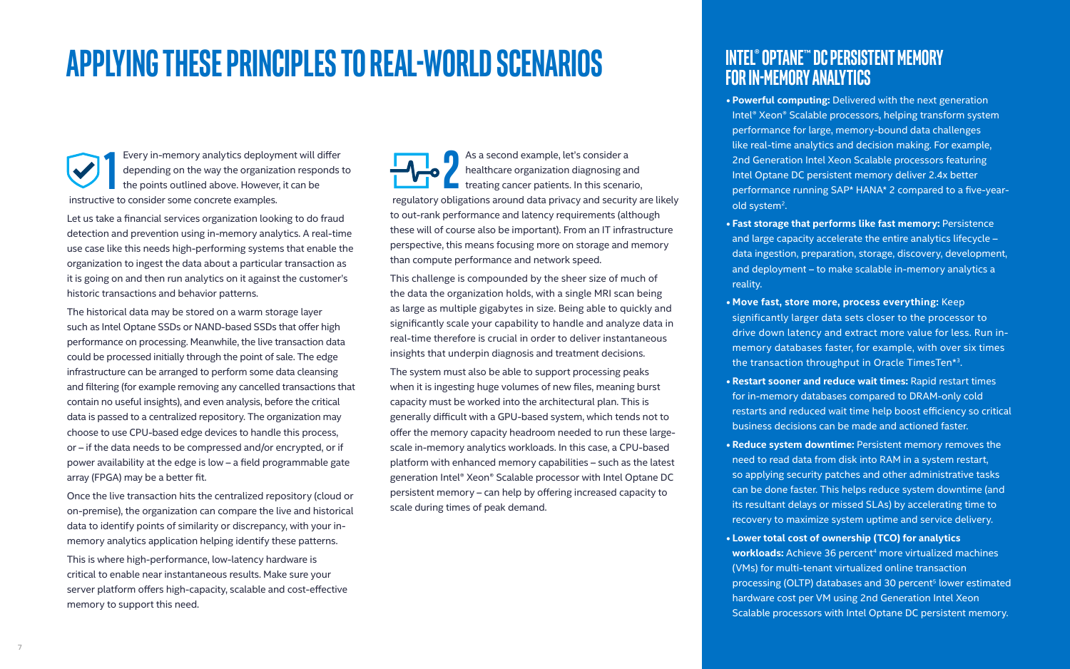# APPLYING THESE PRINCIPLES TO REAL-WORLD SCENARIOS

**1**

Every in-memory analytics deployment will differ depending on the way the organization responds to the points outlined above. However, it can be instructive to consider some concrete examples.

Let us take a financial services organization looking to do fraud detection and prevention using in-memory analytics. A real-time use case like this needs high-performing systems that enable the organization to ingest the data about a particular transaction as it is going on and then run analytics on it against the customer's historic transactions and behavior patterns.

The historical data may be stored on a warm storage layer such as Intel Optane SSDs or NAND-based SSDs that offer high performance on processing. Meanwhile, the live transaction data could be processed initially through the point of sale. The edge infrastructure can be arranged to perform some data cleansing and filtering (for example removing any cancelled transactions that contain no useful insights), and even analysis, before the critical data is passed to a centralized repository. The organization may choose to use CPU-based edge devices to handle this process, or – if the data needs to be compressed and/or encrypted, or if power availability at the edge is low – a field programmable gate array (FPGA) may be a better fit.

Once the live transaction hits the centralized repository (cloud or on-premise), the organization can compare the live and historical data to identify points of similarity or discrepancy, with your in-memory analytics application helping identify these patterns.

This is where high-performance, low-latency hardware is critical to enable near instantaneous results. Make sure your server platform offers high-capacity, scalable and cost-effective memory to support this need.

**2**

As a second example, let's consider a healthcare organization diagnosing and treating cancer patients. In this scenario, regulatory obligations around data privacy and security are likely to out-rank performance and latency requirements (although these will of course also be important). From an IT infrastructure perspective, this means focusing more on storage and memory than compute performance and network speed.

This challenge is compounded by the sheer size of much of the data the organization holds, with a single MRI scan being as large as multiple gigabytes in size. Being able to quickly and significantly scale your capability to handle and analyze data in real-time therefore is crucial in order to deliver instantaneous insights that underpin diagnosis and treatment decisions.

The system must also be able to support processing peaks when it is ingesting huge volumes of new files, meaning burst capacity must be worked into the architectural plan. This is generally difficult with a GPU-based system, which tends not to offer the memory capacity headroom needed to run these large-scale in-memory analytics workloads. In this case, a CPU-based platform with enhanced memory capabilities – such as the latest generation Intel® Xeon® Scalable processor with Intel Optane DC persistent memory – can help by offering increased capacity to scale during times of peak demand.

## INTEL® OPTANE™ DC PERSISTENT MEMORY FOR IN-MEMORY ANALYTICS

- **Powerful computing:** Delivered with the next generation Intel® Xeon® Scalable processors, helping transform system performance for large, memory-bound data challenges like real-time analytics and decision making. For example, 2nd Generation Intel Xeon Scalable processors featuring Intel Optane DC persistent memory deliver 2.4x better performance running SAP* HANA* 2 compared to a five-year-old system[2].
- **Fast storage that performs like fast memory:** Persistence and large capacity accelerate the entire analytics lifecycle – data ingestion, preparation, storage, discovery, development, and deployment – to make scalable in-memory analytics a reality.
- **Move fast, store more, process everything:** Keep significantly larger data sets closer to the processor to drive down latency and extract more value for less. Run in-memory databases faster, for example, with over six times the transaction throughput in Oracle TimesTen*[3].
- **Restart sooner and reduce wait times:** Rapid restart times for in-memory databases compared to DRAM-only cold restarts and reduced wait time help boost efficiency so critical business decisions can be made and actioned faster.
- **Reduce system downtime:** Persistent memory removes the need to read data from disk into RAM in a system restart, so applying security patches and other administrative tasks can be done faster. This helps reduce system downtime (and its resultant delays or missed SLAs) by accelerating time to recovery to maximize system uptime and service delivery.
- **Lower total cost of ownership (TCO) for analytics workloads:** Achieve 36 percent[4] more virtualized machines (VMs) for multi-tenant virtualized online transaction processing (OLTP) databases and 30 percent[5] lower estimated hardware cost per VM using 2nd Generation Intel Xeon Scalable processors with Intel Optane DC persistent memory.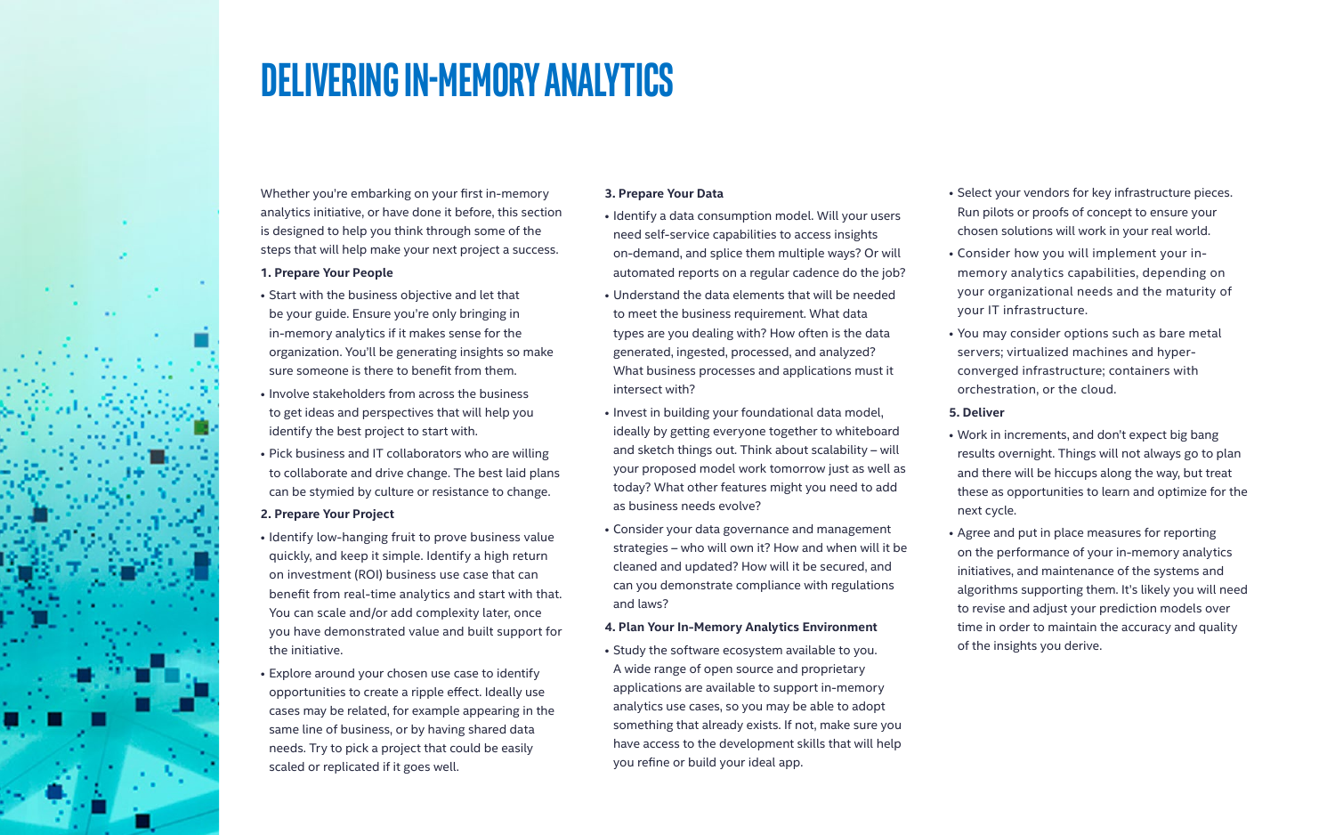# DELIVERING IN-MEMORY ANALYTICS

Whether you're embarking on your first in-memory analytics initiative, or have done it before, this section is designed to help you think through some of the steps that will help make your next project a success.

**1. Prepare Your People**

- Start with the business objective and let that be your guide. Ensure you're only bringing in in-memory analytics if it makes sense for the organization. You'll be generating insights so make sure someone is there to benefit from them.
- Involve stakeholders from across the business to get ideas and perspectives that will help you identify the best project to start with.
- Pick business and IT collaborators who are willing to collaborate and drive change. The best laid plans can be stymied by culture or resistance to change.

**2. Prepare Your Project**

- Identify low-hanging fruit to prove business value quickly, and keep it simple. Identify a high return on investment (ROI) business use case that can benefit from real-time analytics and start with that. You can scale and/or add complexity later, once you have demonstrated value and built support for the initiative.
- Explore around your chosen use case to identify opportunities to create a ripple effect. Ideally use cases may be related, for example appearing in the same line of business, or by having shared data needs. Try to pick a project that could be easily scaled or replicated if it goes well.

**3. Prepare Your Data**

- Identify a data consumption model. Will your users need self-service capabilities to access insights on-demand, and splice them multiple ways? Or will automated reports on a regular cadence do the job?
- Understand the data elements that will be needed to meet the business requirement. What data types are you dealing with? How often is the data generated, ingested, processed, and analyzed? What business processes and applications must it intersect with?
- Invest in building your foundational data model, ideally by getting everyone together to whiteboard and sketch things out. Think about scalability – will your proposed model work tomorrow just as well as today? What other features might you need to add as business needs evolve?
- Consider your data governance and management strategies – who will own it? How and when will it be cleaned and updated? How will it be secured, and can you demonstrate compliance with regulations and laws?

**4. Plan Your In-Memory Analytics Environment**

- Study the software ecosystem available to you. A wide range of open source and proprietary applications are available to support in-memory analytics use cases, so you may be able to adopt something that already exists. If not, make sure you have access to the development skills that will help you refine or build your ideal app.
- Select your vendors for key infrastructure pieces. Run pilots or proofs of concept to ensure your chosen solutions will work in your real world.
- Consider how you will implement your in-memory analytics capabilities, depending on your organizational needs and the maturity of your IT infrastructure.
- You may consider options such as bare metal servers; virtualized machines and hyper-converged infrastructure; containers with orchestration, or the cloud.

**5. Deliver**

- Work in increments, and don't expect big bang results overnight. Things will not always go to plan and there will be hiccups along the way, but treat these as opportunities to learn and optimize for the next cycle.
- Agree and put in place measures for reporting on the performance of your in-memory analytics initiatives, and maintenance of the systems and algorithms supporting them. It's likely you will need to revise and adjust your prediction models over time in order to maintain the accuracy and quality of the insights you derive.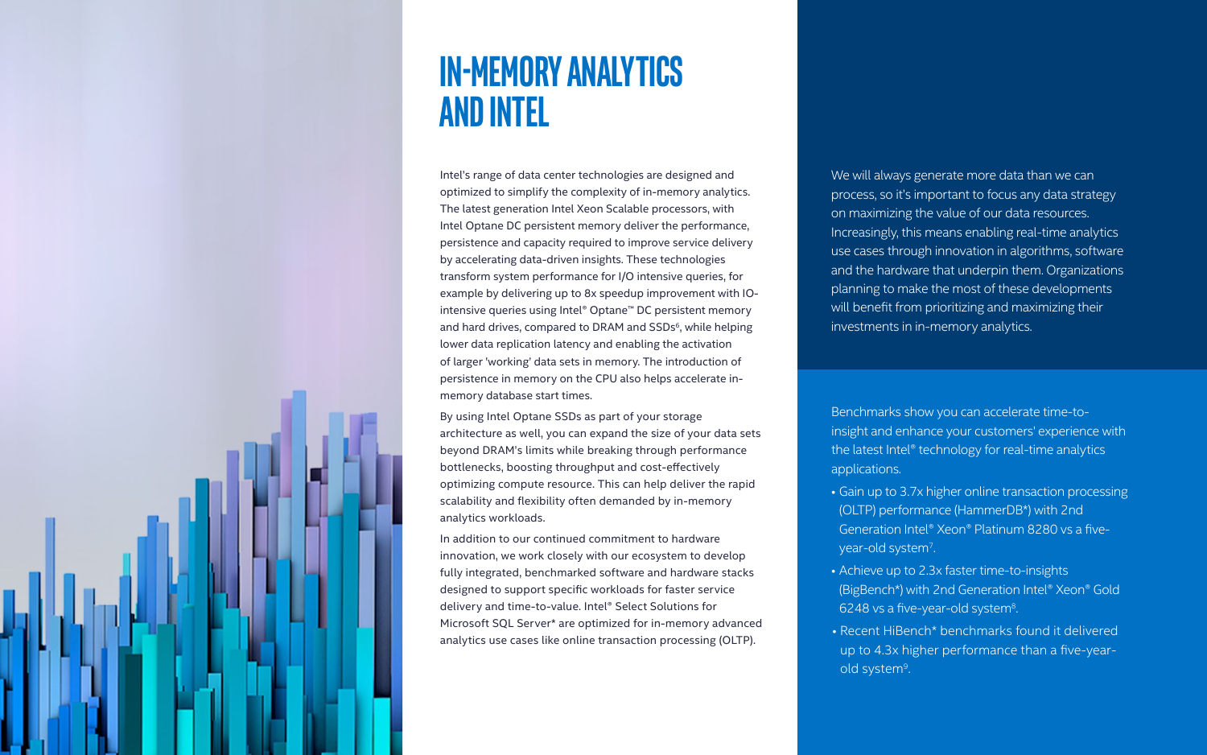# IN-MEMORY ANALYTICS AND INTEL

Intel's range of data center technologies are designed and optimized to simplify the complexity of in-memory analytics. The latest generation Intel Xeon Scalable processors, with Intel Optane DC persistent memory deliver the performance, persistence and capacity required to improve service delivery by accelerating data-driven insights. These technologies transform system performance for I/O intensive queries, for example by delivering up to 8x speedup improvement with IO-intensive queries using Intel® Optane™ DC persistent memory and hard drives, compared to DRAM and SSDs[6], while helping lower data replication latency and enabling the activation of larger 'working' data sets in memory. The introduction of persistence in memory on the CPU also helps accelerate in-memory database start times.

By using Intel Optane SSDs as part of your storage architecture as well, you can expand the size of your data sets beyond DRAM's limits while breaking through performance bottlenecks, boosting throughput and cost-effectively optimizing compute resource. This can help deliver the rapid scalability and flexibility often demanded by in-memory analytics workloads.

In addition to our continued commitment to hardware innovation, we work closely with our ecosystem to develop fully integrated, benchmarked software and hardware stacks designed to support specific workloads for faster service delivery and time-to-value. Intel® Select Solutions for Microsoft SQL Server* are optimized for in-memory advanced analytics use cases like online transaction processing (OLTP).

We will always generate more data than we can process, so it's important to focus any data strategy on maximizing the value of our data resources. Increasingly, this means enabling real-time analytics use cases through innovation in algorithms, software and the hardware that underpin them. Organizations planning to make the most of these developments will benefit from prioritizing and maximizing their investments in in-memory analytics.

Benchmarks show you can accelerate time-to-insight and enhance your customers' experience with the latest Intel® technology for real-time analytics applications.

- Gain up to 3.7x higher online transaction processing (OLTP) performance (HammerDB*) with 2nd Generation Intel® Xeon® Platinum 8280 vs a five-year-old system[7].
- Achieve up to 2.3x faster time-to-insights (BigBench*) with 2nd Generation Intel® Xeon® Gold 6248 vs a five-year-old system[8].
- Recent HiBench* benchmarks found it delivered up to 4.3x higher performance than a five-year-old system[9].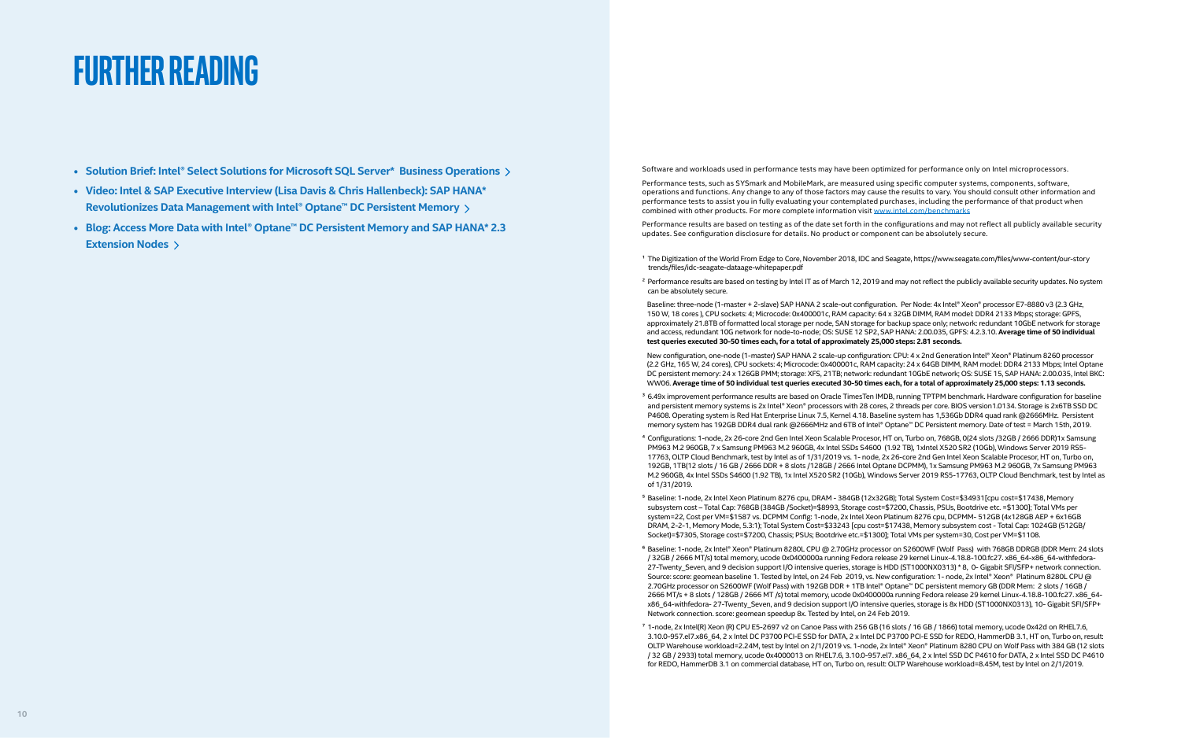# FURTHER READING

- **Solution Brief: Intel® Select Solutions for Microsoft SQL Server* Business Operations ›**
- **Video: Intel & SAP Executive Interview (Lisa Davis & Chris Hallenbeck): SAP HANA* Revolutionizes Data Management with Intel® Optane™ DC Persistent Memory ›**
- **Blog: Access More Data with Intel® Optane™ DC Persistent Memory and SAP HANA* 2.3 Extension Nodes ›**

Software and workloads used in performance tests may have been optimized for performance only on Intel microprocessors.

Performance tests, such as SYSmark and MobileMark, are measured using specific computer systems, components, software, operations and functions. Any change to any of those factors may cause the results to vary. You should consult other information and performance tests to assist you in fully evaluating your contemplated purchases, including the performance of that product when combined with other products. For more complete information visit www.intel.com/benchmarks

Performance results are based on testing as of the date set forth in the configurations and may not reflect all publicly available security updates. See configuration disclosure for details. No product or component can be absolutely secure.

[1] The Digitization of the World From Edge to Core, November 2018, IDC and Seagate, https://www.seagate.com/files/www-content/our-story trends/files/idc-seagate-dataage-whitepaper.pdf

[2] Performance results are based on testing by Intel IT as of March 12, 2019 and may not reflect the publicly available security updates. No system can be absolutely secure.

Baseline: three-node (1-master + 2-slave) SAP HANA 2 scale-out configuration. Per Node: 4x Intel® Xeon® processor E7-8880 v3 (2.3 GHz, 150 W, 18 cores ), CPU sockets: 4; Microcode: 0x400001c, RAM capacity: 64 x 32GB DIMM, RAM model: DDR4 2133 Mbps; storage: GPFS, approximately 21.8TB of formatted local storage per node, SAN storage for backup space only; network: redundant 10GbE network for storage and access, redundant 10G network for node-to-node; OS: SUSE 12 SP2, SAP HANA: 2.00.035, GPFS: 4.2.3.10. **Average time of 50 individual test queries executed 30-50 times each, for a total of approximately 25,000 steps: 2.81 seconds.**

New configuration, one-node (1-master) SAP HANA 2 scale-up configuration: CPU: 4 x 2nd Generation Intel® Xeon® Platinum 8260 processor (2.2 GHz, 165 W, 24 cores), CPU sockets: 4; Microcode: 0x400001c, RAM capacity: 24 x 64GB DIMM, RAM model: DDR4 2133 Mbps; Intel Optane DC persistent memory: 24 x 126GB PMM; storage: XFS, 21TB; network: redundant 10GbE network; OS: SUSE 15, SAP HANA: 2.00.035, Intel BKC: WW06. **Average time of 50 individual test queries executed 30-50 times each, for a total of approximately 25,000 steps: 1.13 seconds.**

[3] 6.49x improvement performance results are based on Oracle TimesTen IMDB, running TPTPM benchmark. Hardware configuration for baseline and persistent memory systems is 2x Intel® Xeon® processors with 28 cores, 2 threads per core. BIOS version1.0134. Storage is 2x6TB SSD DC P4608. Operating system is Red Hat Enterprise Linux 7.5, Kernel 4.18. Baseline system has 1,536Gb DDR4 quad rank @2666MHz. Persistent memory system has 192GB DDR4 dual rank @2666MHz and 6TB of Intel® Optane™ DC Persistent memory. Date of test = March 15th, 2019.

[4] Configurations: 1-node, 2x 26-core 2nd Gen Intel Xeon Scalable Procesor, HT on, Turbo on, 768GB, 0(24 slots /32GB / 2666 DDR)1x Samsung PM963 M.2 960GB, 7 x Samsung PM963 M.2 960GB, 4x Intel SSDs S4600 (1.92 TB), 1xIntel X520 SR2 (10Gb), Windows Server 2019 RS5-17763, OLTP Cloud Benchmark, test by Intel as of 1/31/2019 vs. 1- node, 2x 26-core 2nd Gen Intel Xeon Scalable Procesor, HT on, Turbo on, 192GB, 1TB(12 slots / 16 GB / 2666 DDR + 8 slots /128GB / 2666 Intel Optane DCPMM), 1x Samsung PM963 M.2 960GB, 7x Samsung PM963 M.2 960GB, 4x Intel SSDs S4600 (1.92 TB), 1x Intel X520 SR2 (10Gb), Windows Server 2019 RS5-17763, OLTP Cloud Benchmark, test by Intel as of 1/31/2019.

[5] Baseline: 1-node, 2x Intel Xeon Platinum 8276 cpu, DRAM - 384GB (12x32GB); Total System Cost=$34931[cpu cost=$17438, Memory subsystem cost – Total Cap: 768GB (384GB /Socket)=$8993, Storage cost=$7200, Chassis, PSUs, Bootdrive etc. =$1300]; Total VMs per system=22, Cost per VM=$1587 vs. DCPMM Config: 1-node, 2x Intel Xeon Platinum 8276 cpu, DCPMM- 512GB (4x128GB AEP + 6x16GB DRAM, 2-2-1, Memory Mode, 5.3:1); Total System Cost=$33243 [cpu cost=$17438, Memory subsystem cost - Total Cap: 1024GB (512GB/ Socket)=$7305, Storage cost=$7200, Chassis; PSUs; Bootdrive etc.=$1300]; Total VMs per system=30, Cost per VM=$1108.

[6] Baseline: 1-node, 2x Intel® Xeon® Platinum 8280L CPU @ 2.70GHz processor on S2600WF (Wolf Pass) with 768GB DDRGB (DDR Mem: 24 slots / 32GB / 2666 MT/s) total memory, ucode 0x0400000a running Fedora release 29 kernel Linux-4.18.8-100.fc27. x86_64-x86_64-withfedora-27-Twenty_Seven, and 9 decision support I/O intensive queries, storage is HDD (ST1000NX0313) * 8, 0- Gigabit SFI/SFP+ network connection. Source: score: geomean baseline 1. Tested by Intel, on 24 Feb 2019, vs. New configuration: 1- node, 2x Intel® Xeon® Platinum 8280L CPU @ 2.70GHz processor on S2600WF (Wolf Pass) with 192GB DDR + 1TB Intel® Optane™ DC persistent memory GB (DDR Mem: 2 slots / 16GB / 2666 MT/s + 8 slots / 128GB / 2666 MT /s) total memory, ucode 0x0400000a running Fedora release 29 kernel Linux-4.18.8-100.fc27. x86_64-x86_64-withfedora- 27-Twenty_Seven, and 9 decision support I/O intensive queries, storage is 8x HDD (ST1000NX0313), 10- Gigabit SFI/SFP+ Network connection. score: geomean speedup 8x. Tested by Intel, on 24 Feb 2019.

[7] 1-node, 2x Intel(R) Xeon (R) CPU E5-2697 v2 on Canoe Pass with 256 GB (16 slots / 16 GB / 1866) total memory, ucode 0x42d on RHEL7.6, 3.10.0-957.el7.x86_64, 2 x Intel DC P3700 PCI-E SSD for DATA, 2 x Intel DC P3700 PCI-E SSD for REDO, HammerDB 3.1, HT on, Turbo on, result: OLTP Warehouse workload=2.24M, test by Intel on 2/1/2019 vs. 1-node, 2x Intel® Xeon® Platinum 8280 CPU on Wolf Pass with 384 GB (12 slots / 32 GB / 2933) total memory, ucode 0x4000013 on RHEL7.6, 3.10.0-957.el7. x86_64, 2 x Intel SSD DC P4610 for DATA, 2 x Intel SSD DC P4610 for REDO, HammerDB 3.1 on commercial database, HT on, Turbo on, result: OLTP Warehouse workload=8.45M, test by Intel on 2/1/2019.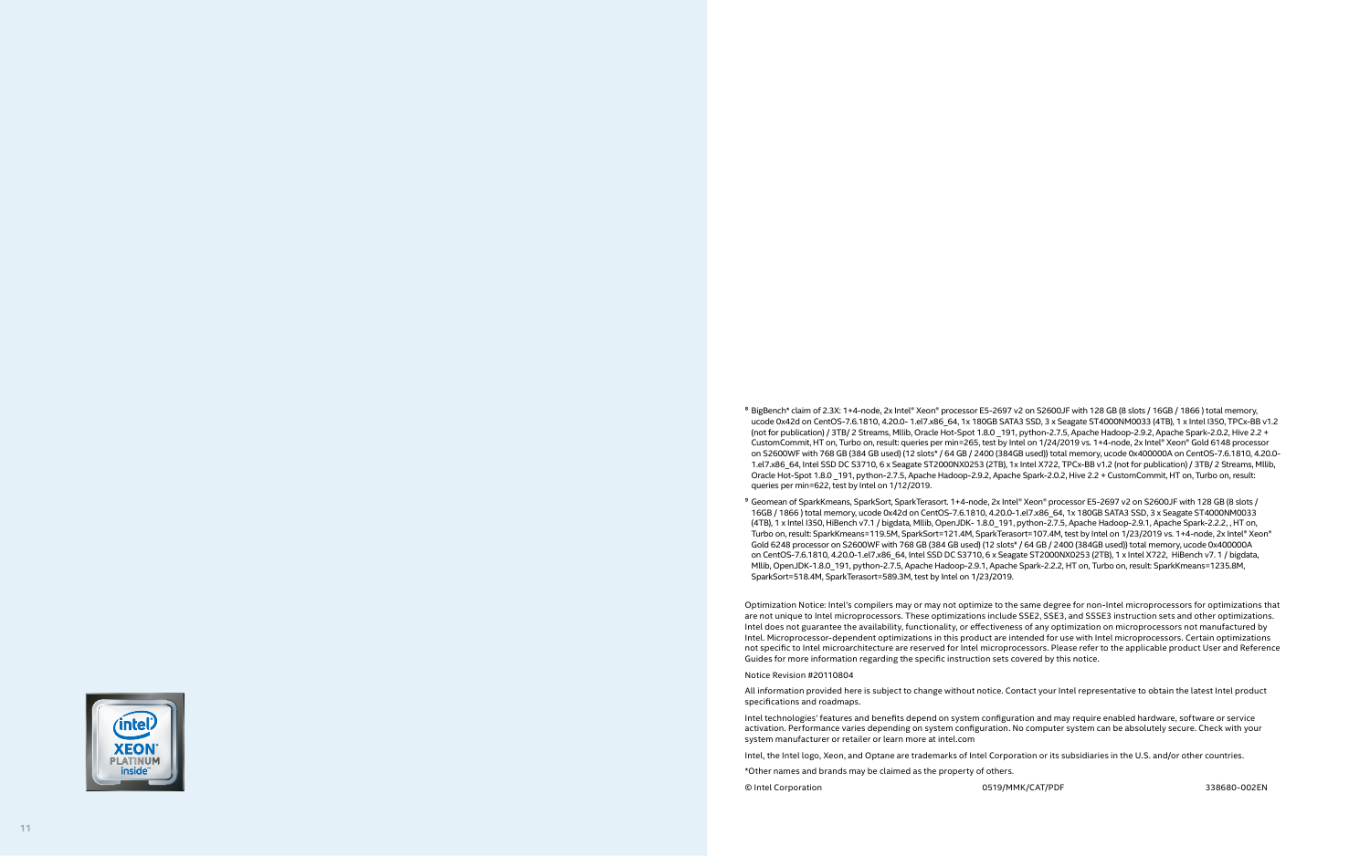[8] BigBench* claim of 2.3X: 1+4-node, 2x Intel® Xeon® processor E5-2697 v2 on S2600JF with 128 GB (8 slots / 16GB / 1866 ) total memory, ucode 0x42d on CentOS-7.6.1810, 4.20.0- 1.el7.x86_64, 1x 180GB SATA3 SSD, 3 x Seagate ST4000NM0033 (4TB), 1 x Intel I350, TPCx-BB v1.2 (not for publication) / 3TB/ 2 Streams, Mllib, Oracle Hot-Spot 1.8.0 _191, python-2.7.5, Apache Hadoop-2.9.2, Apache Spark-2.0.2, Hive 2.2 + CustomCommit, HT on, Turbo on, result: queries per min=265, test by Intel on 1/24/2019 vs. 1+4-node, 2x Intel® Xeon® Gold 6148 processor on S2600WF with 768 GB (384 GB used) (12 slots* / 64 GB / 2400 (384GB used)) total memory, ucode 0x400000A on CentOS-7.6.1810, 4.20.0-1.el7.x86_64, Intel SSD DC S3710, 6 x Seagate ST2000NX0253 (2TB), 1x Intel X722, TPCx-BB v1.2 (not for publication) / 3TB/ 2 Streams, Mllib, Oracle Hot-Spot 1.8.0 _191, python-2.7.5, Apache Hadoop-2.9.2, Apache Spark-2.0.2, Hive 2.2 + CustomCommit, HT on, Turbo on, result: queries per min=622, test by Intel on 1/12/2019.

[9] Geomean of SparkKmeans, SparkSort, SparkTerasort. 1+4-node, 2x Intel® Xeon® processor E5-2697 v2 on S2600JF with 128 GB (8 slots / 16GB / 1866 ) total memory, ucode 0x42d on CentOS-7.6.1810, 4.20.0-1.el7.x86_64, 1x 180GB SATA3 SSD, 3 x Seagate ST4000NM0033 (4TB), 1 x Intel I350, HiBench v7.1 / bigdata, Mllib, OpenJDK- 1.8.0_191, python-2.7.5, Apache Hadoop-2.9.1, Apache Spark-2.2.2, , HT on, Turbo on, result: SparkKmeans=119.5M, SparkSort=121.4M, SparkTerasort=107.4M, test by Intel on 1/23/2019 vs. 1+4-node, 2x Intel® Xeon® Gold 6248 processor on S2600WF with 768 GB (384 GB used) (12 slots* / 64 GB / 2400 (384GB used)) total memory, ucode 0x400000A on CentOS-7.6.1810, 4.20.0-1.el7.x86_64, Intel SSD DC S3710, 6 x Seagate ST2000NX0253 (2TB), 1 x Intel X722, HiBench v7. 1 / bigdata, Mllib, OpenJDK-1.8.0_191, python-2.7.5, Apache Hadoop-2.9.1, Apache Spark-2.2.2, HT on, Turbo on, result: SparkKmeans=1235.8M, SparkSort=518.4M, SparkTerasort=589.3M, test by Intel on 1/23/2019.

Optimization Notice: Intel's compilers may or may not optimize to the same degree for non-Intel microprocessors for optimizations that are not unique to Intel microprocessors. These optimizations include SSE2, SSE3, and SSSE3 instruction sets and other optimizations. Intel does not guarantee the availability, functionality, or effectiveness of any optimization on microprocessors not manufactured by Intel. Microprocessor-dependent optimizations in this product are intended for use with Intel microprocessors. Certain optimizations not specific to Intel microarchitecture are reserved for Intel microprocessors. Please refer to the applicable product User and Reference Guides for more information regarding the specific instruction sets covered by this notice.

Notice Revision #20110804

All information provided here is subject to change without notice. Contact your Intel representative to obtain the latest Intel product specifications and roadmaps.

Intel technologies' features and benefits depend on system configuration and may require enabled hardware, software or service activation. Performance varies depending on system configuration. No computer system can be absolutely secure. Check with your system manufacturer or retailer or learn more at intel.com

Intel, the Intel logo, Xeon, and Optane are trademarks of Intel Corporation or its subsidiaries in the U.S. and/or other countries.

*Other names and brands may be claimed as the property of others.

© Intel Corporation 0519/MMK/CAT/PDF 338680-002EN